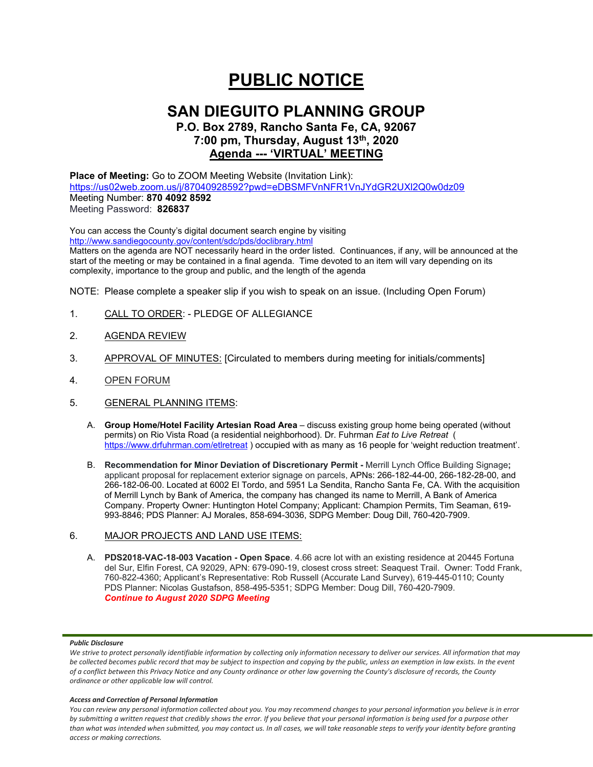# PUBLIC NOTICE

## SAN DIEGUITO PLANNING GROUP

### P.O. Box 2789, Rancho Santa Fe, CA, 92067
### 7:00 pm, Thursday, August 13th, 2020
### Agenda --- 'VIRTUAL' MEETING

**Place of Meeting:** Go to ZOOM Meeting Website (Invitation Link):
https://us02web.zoom.us/j/87040928592?pwd=eDBSMFVnNFR1VnJYdGR2UXl2Q0w0dz09
Meeting Number: **870 4092 8592**
Meeting Password: **826837**

You can access the County's digital document search engine by visiting
http://www.sandiegocounty.gov/content/sdc/pds/doclibrary.html
Matters on the agenda are NOT necessarily heard in the order listed. Continuances, if any, will be announced at the start of the meeting or may be contained in a final agenda. Time devoted to an item will vary depending on its complexity, importance to the group and public, and the length of the agenda

NOTE: Please complete a speaker slip if you wish to speak on an issue. (Including Open Forum)

1. CALL TO ORDER: - PLEDGE OF ALLEGIANCE

2. AGENDA REVIEW

3. APPROVAL OF MINUTES: [Circulated to members during meeting for initials/comments]

4. OPEN FORUM

5. GENERAL PLANNING ITEMS:

   A. **Group Home/Hotel Facility Artesian Road Area** – discuss existing group home being operated (without permits) on Rio Vista Road (a residential neighborhood). Dr. Fuhrman *Eat to Live Retreat* ( https://www.drfuhrman.com/etlretreat ) occupied with as many as 16 people for 'weight reduction treatment'.

   B. **Recommendation for Minor Deviation of Discretionary Permit -** Merrill Lynch Office Building Signage**;** applicant proposal for replacement exterior signage on parcels, APNs: 266-182-44-00, 266-182-28-00, and 266-182-06-00. Located at 6002 El Tordo, and 5951 La Sendita, Rancho Santa Fe, CA. With the acquisition of Merrill Lynch by Bank of America, the company has changed its name to Merrill, A Bank of America Company. Property Owner: Huntington Hotel Company; Applicant: Champion Permits, Tim Seaman, 619-993-8846; PDS Planner: AJ Morales, 858-694-3036, SDPG Member: Doug Dill, 760-420-7909.

6. MAJOR PROJECTS AND LAND USE ITEMS:

   A. **PDS2018-VAC-18-003 Vacation - Open Space**. 4.66 acre lot with an existing residence at 20445 Fortuna del Sur, Elfin Forest, CA 92029, APN: 679-090-19, closest cross street: Seaquest Trail. Owner: Todd Frank, 760-822-4360; Applicant's Representative: Rob Russell (Accurate Land Survey), 619-445-0110; County PDS Planner: Nicolas Gustafson, 858-495-5351; SDPG Member: Doug Dill, 760-420-7909.
   ***Continue to August 2020 SDPG Meeting***

---

***Public Disclosure***

*We strive to protect personally identifiable information by collecting only information necessary to deliver our services. All information that may be collected becomes public record that may be subject to inspection and copying by the public, unless an exemption in law exists. In the event of a conflict between this Privacy Notice and any County ordinance or other law governing the County's disclosure of records, the County ordinance or other applicable law will control.*

***Access and Correction of Personal Information***

*You can review any personal information collected about you. You may recommend changes to your personal information you believe is in error by submitting a written request that credibly shows the error. If you believe that your personal information is being used for a purpose other than what was intended when submitted, you may contact us. In all cases, we will take reasonable steps to verify your identity before granting access or making corrections.*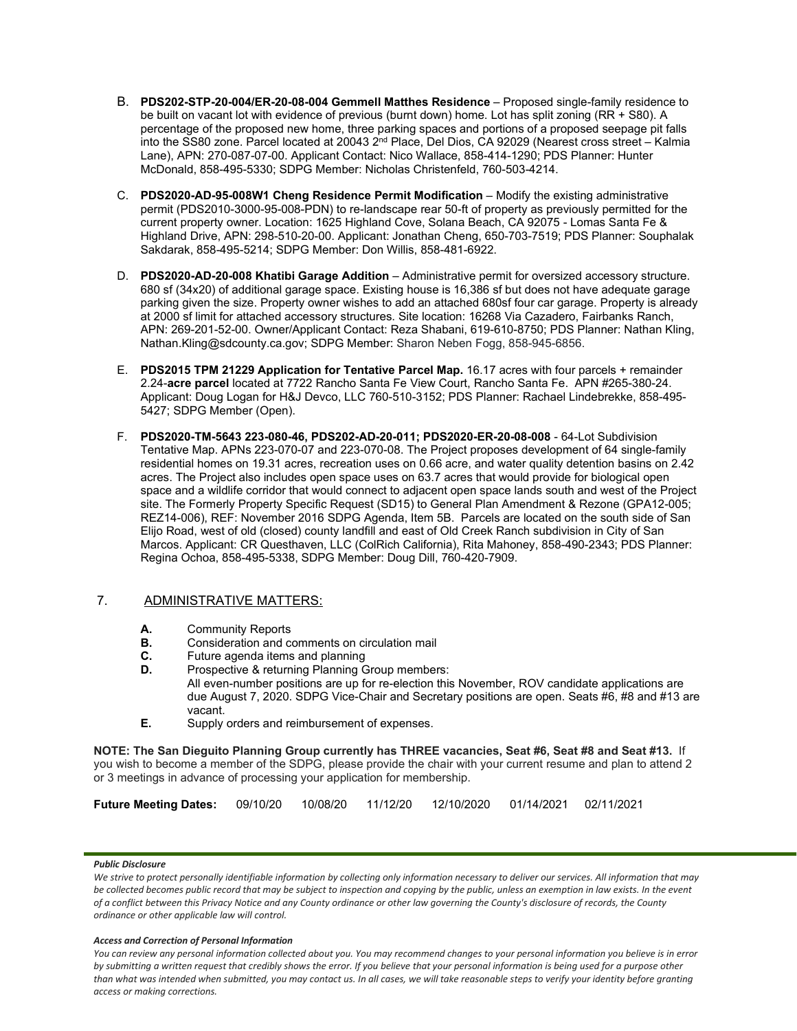B. **PDS202-STP-20-004/ER-20-08-004 Gemmell Matthes Residence** – Proposed single-family residence to be built on vacant lot with evidence of previous (burnt down) home. Lot has split zoning (RR + S80). A percentage of the proposed new home, three parking spaces and portions of a proposed seepage pit falls into the SS80 zone. Parcel located at 20043 2nd Place, Del Dios, CA 92029 (Nearest cross street – Kalmia Lane), APN: 270-087-07-00. Applicant Contact: Nico Wallace, 858-414-1290; PDS Planner: Hunter McDonald, 858-495-5330; SDPG Member: Nicholas Christenfeld, 760-503-4214.

C. **PDS2020-AD-95-008W1 Cheng Residence Permit Modification** – Modify the existing administrative permit (PDS2010-3000-95-008-PDN) to re-landscape rear 50-ft of property as previously permitted for the current property owner. Location: 1625 Highland Cove, Solana Beach, CA 92075 - Lomas Santa Fe & Highland Drive, APN: 298-510-20-00. Applicant: Jonathan Cheng, 650-703-7519; PDS Planner: Souphalak Sakdarak, 858-495-5214; SDPG Member: Don Willis, 858-481-6922.

D. **PDS2020-AD-20-008 Khatibi Garage Addition** – Administrative permit for oversized accessory structure. 680 sf (34x20) of additional garage space. Existing house is 16,386 sf but does not have adequate garage parking given the size. Property owner wishes to add an attached 680sf four car garage. Property is already at 2000 sf limit for attached accessory structures. Site location: 16268 Via Cazadero, Fairbanks Ranch, APN: 269-201-52-00. Owner/Applicant Contact: Reza Shabani, 619-610-8750; PDS Planner: Nathan Kling, Nathan.Kling@sdcounty.ca.gov; SDPG Member: Sharon Neben Fogg, 858-945-6856.

E. **PDS2015 TPM 21229 Application for Tentative Parcel Map.** 16.17 acres with four parcels + remainder 2.24-**acre parcel** located at 7722 Rancho Santa Fe View Court, Rancho Santa Fe. APN #265-380-24. Applicant: Doug Logan for H&J Devco, LLC 760-510-3152; PDS Planner: Rachael Lindebrekke, 858-495-5427; SDPG Member (Open).

F. **PDS2020-TM-5643 223-080-46, PDS202-AD-20-011; PDS2020-ER-20-08-008** - 64-Lot Subdivision Tentative Map. APNs 223-070-07 and 223-070-08. The Project proposes development of 64 single-family residential homes on 19.31 acres, recreation uses on 0.66 acre, and water quality detention basins on 2.42 acres. The Project also includes open space uses on 63.7 acres that would provide for biological open space and a wildlife corridor that would connect to adjacent open space lands south and west of the Project site. The Formerly Property Specific Request (SD15) to General Plan Amendment & Rezone (GPA12-005; REZ14-006), REF: November 2016 SDPG Agenda, Item 5B. Parcels are located on the south side of San Elijo Road, west of old (closed) county landfill and east of Old Creek Ranch subdivision in City of San Marcos. Applicant: CR Questhaven, LLC (ColRich California), Rita Mahoney, 858-490-2343; PDS Planner: Regina Ochoa, 858-495-5338, SDPG Member: Doug Dill, 760-420-7909.

7. ADMINISTRATIVE MATTERS:

- **A.** Community Reports
- **B.** Consideration and comments on circulation mail
- **C.** Future agenda items and planning
- **D.** Prospective & returning Planning Group members:
  All even-number positions are up for re-election this November, ROV candidate applications are due August 7, 2020. SDPG Vice-Chair and Secretary positions are open. Seats #6, #8 and #13 are vacant.
- **E.** Supply orders and reimbursement of expenses.

**NOTE: The San Dieguito Planning Group currently has THREE vacancies, Seat #6, Seat #8 and Seat #13.** If you wish to become a member of the SDPG, please provide the chair with your current resume and plan to attend 2 or 3 meetings in advance of processing your application for membership.

**Future Meeting Dates:** 09/10/20 10/08/20 11/12/20 12/10/2020 01/14/2021 02/11/2021

***Public Disclosure***

*We strive to protect personally identifiable information by collecting only information necessary to deliver our services. All information that may be collected becomes public record that may be subject to inspection and copying by the public, unless an exemption in law exists. In the event of a conflict between this Privacy Notice and any County ordinance or other law governing the County's disclosure of records, the County ordinance or other applicable law will control.*

***Access and Correction of Personal Information***

*You can review any personal information collected about you. You may recommend changes to your personal information you believe is in error by submitting a written request that credibly shows the error. If you believe that your personal information is being used for a purpose other than what was intended when submitted, you may contact us. In all cases, we will take reasonable steps to verify your identity before granting access or making corrections.*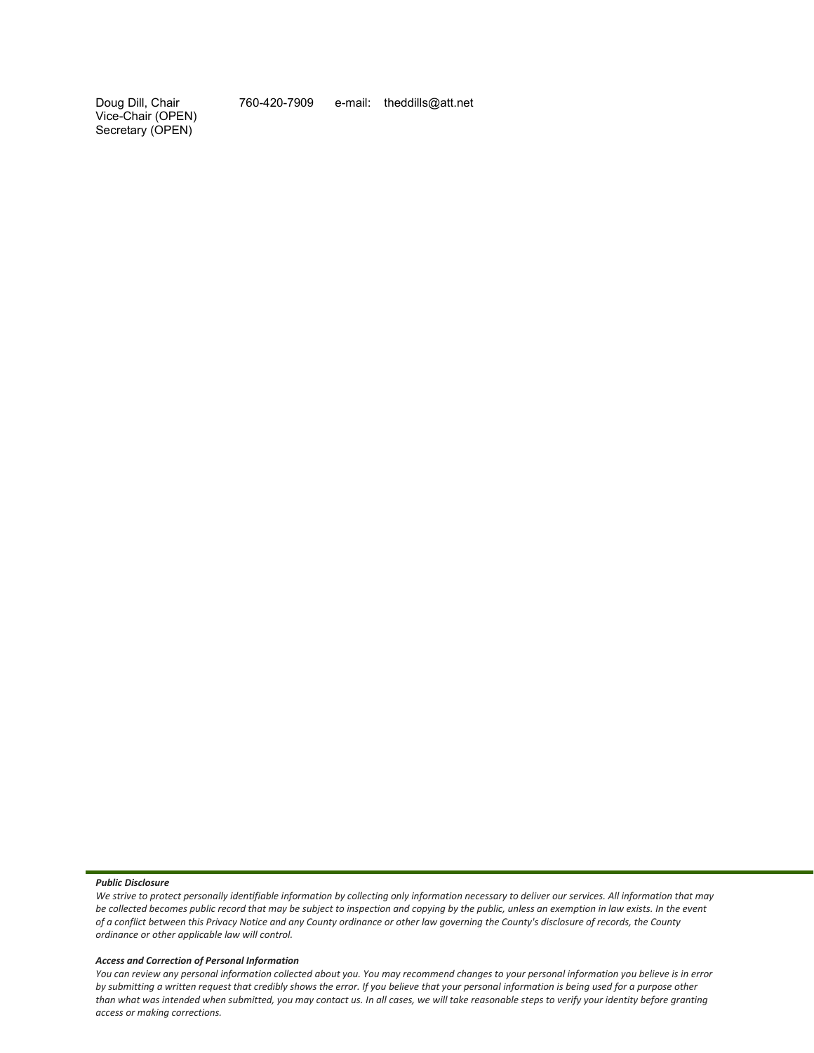Doug Dill, Chair 760-420-7909 e-mail: theddills@att.net
Vice-Chair (OPEN)
Secretary (OPEN)

***Public Disclosure***

*We strive to protect personally identifiable information by collecting only information necessary to deliver our services. All information that may be collected becomes public record that may be subject to inspection and copying by the public, unless an exemption in law exists. In the event of a conflict between this Privacy Notice and any County ordinance or other law governing the County's disclosure of records, the County ordinance or other applicable law will control.*

***Access and Correction of Personal Information***

*You can review any personal information collected about you. You may recommend changes to your personal information you believe is in error by submitting a written request that credibly shows the error. If you believe that your personal information is being used for a purpose other than what was intended when submitted, you may contact us. In all cases, we will take reasonable steps to verify your identity before granting access or making corrections.*